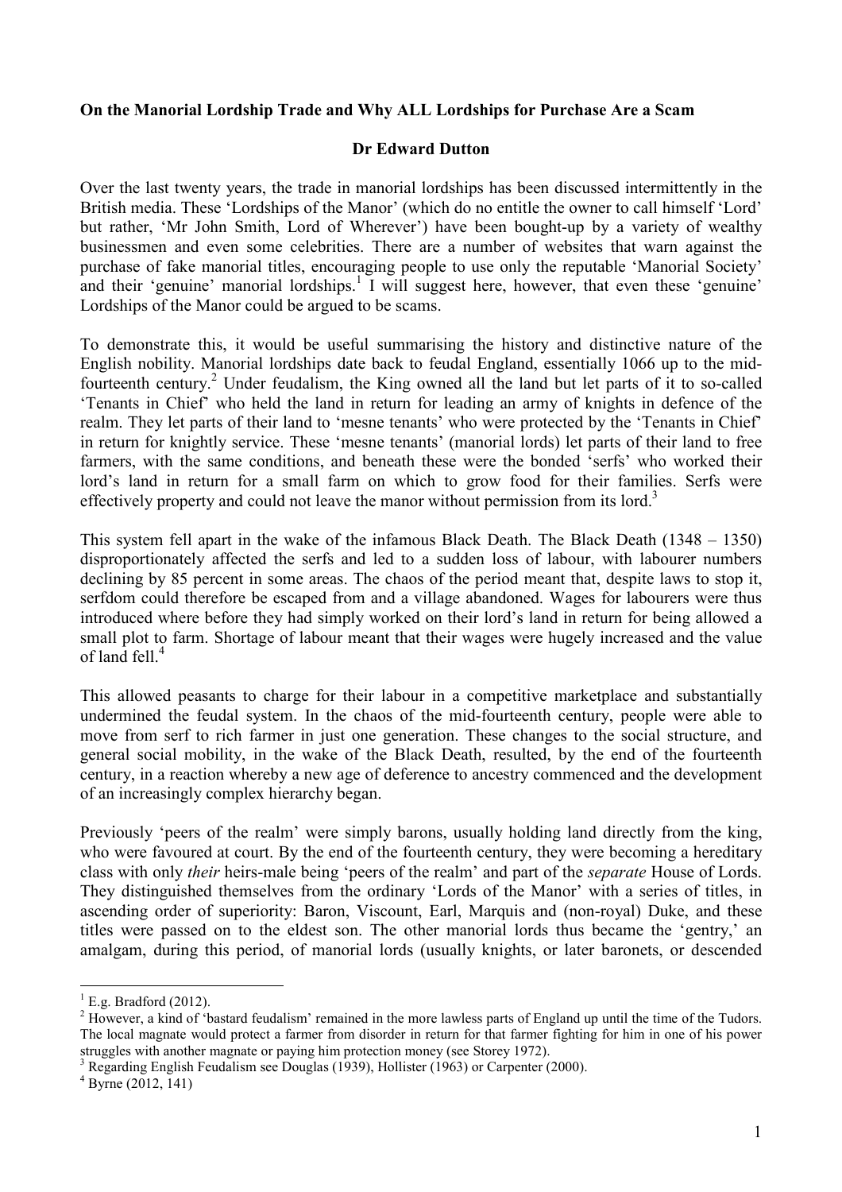**On the Manorial Lordship Trade and Why ALL Lordships for Purchase Are a Scam**

**Dr Edward Dutton**

Over the last twenty years, the trade in manorial lordships has been discussed intermittently in the British media. These 'Lordships of the Manor' (which do no entitle the owner to call himself 'Lord' but rather, 'Mr John Smith, Lord of Wherever') have been bought-up by a variety of wealthy businessmen and even some celebrities. There are a number of websites that warn against the purchase of fake manorial titles, encouraging people to use only the reputable 'Manorial Society' and their 'genuine' manorial lordships.[1] I will suggest here, however, that even these 'genuine' Lordships of the Manor could be argued to be scams.

To demonstrate this, it would be useful summarising the history and distinctive nature of the English nobility. Manorial lordships date back to feudal England, essentially 1066 up to the mid-fourteenth century.[2] Under feudalism, the King owned all the land but let parts of it to so-called 'Tenants in Chief' who held the land in return for leading an army of knights in defence of the realm. They let parts of their land to 'mesne tenants' who were protected by the 'Tenants in Chief' in return for knightly service. These 'mesne tenants' (manorial lords) let parts of their land to free farmers, with the same conditions, and beneath these were the bonded 'serfs' who worked their lord's land in return for a small farm on which to grow food for their families. Serfs were effectively property and could not leave the manor without permission from its lord.[3]

This system fell apart in the wake of the infamous Black Death. The Black Death (1348 – 1350) disproportionately affected the serfs and led to a sudden loss of labour, with labourer numbers declining by 85 percent in some areas. The chaos of the period meant that, despite laws to stop it, serfdom could therefore be escaped from and a village abandoned. Wages for labourers were thus introduced where before they had simply worked on their lord's land in return for being allowed a small plot to farm. Shortage of labour meant that their wages were hugely increased and the value of land fell.[4]

This allowed peasants to charge for their labour in a competitive marketplace and substantially undermined the feudal system. In the chaos of the mid-fourteenth century, people were able to move from serf to rich farmer in just one generation. These changes to the social structure, and general social mobility, in the wake of the Black Death, resulted, by the end of the fourteenth century, in a reaction whereby a new age of deference to ancestry commenced and the development of an increasingly complex hierarchy began.

Previously 'peers of the realm' were simply barons, usually holding land directly from the king, who were favoured at court. By the end of the fourteenth century, they were becoming a hereditary class with only *their* heirs-male being 'peers of the realm' and part of the *separate* House of Lords. They distinguished themselves from the ordinary 'Lords of the Manor' with a series of titles, in ascending order of superiority: Baron, Viscount, Earl, Marquis and (non-royal) Duke, and these titles were passed on to the eldest son. The other manorial lords thus became the 'gentry,' an amalgam, during this period, of manorial lords (usually knights, or later baronets, or descended

---

[1] E.g. Bradford (2012).

[2] However, a kind of 'bastard feudalism' remained in the more lawless parts of England up until the time of the Tudors. The local magnate would protect a farmer from disorder in return for that farmer fighting for him in one of his power struggles with another magnate or paying him protection money (see Storey 1972).

[3] Regarding English Feudalism see Douglas (1939), Hollister (1963) or Carpenter (2000).

[4] Byrne (2012, 141)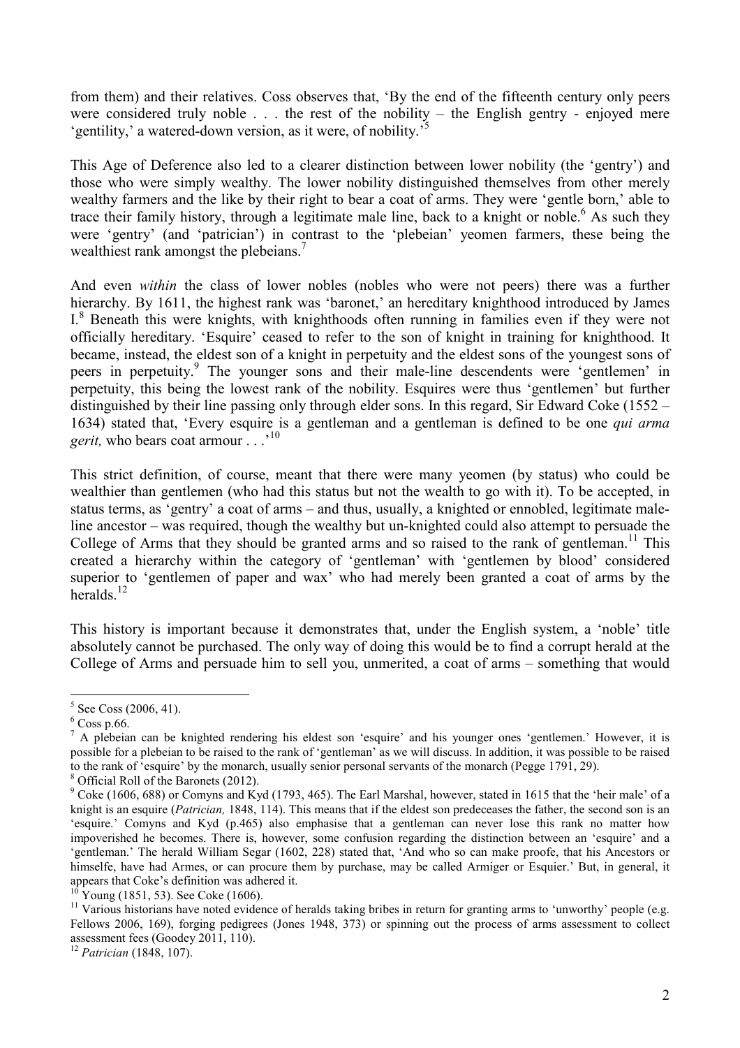from them) and their relatives. Coss observes that, 'By the end of the fifteenth century only peers were considered truly noble . . . the rest of the nobility – the English gentry - enjoyed mere 'gentility,' a watered-down version, as it were, of nobility.'[5]

This Age of Deference also led to a clearer distinction between lower nobility (the 'gentry') and those who were simply wealthy. The lower nobility distinguished themselves from other merely wealthy farmers and the like by their right to bear a coat of arms. They were 'gentle born,' able to trace their family history, through a legitimate male line, back to a knight or noble.[6] As such they were 'gentry' (and 'patrician') in contrast to the 'plebeian' yeomen farmers, these being the wealthiest rank amongst the plebeians.[7]

And even *within* the class of lower nobles (nobles who were not peers) there was a further hierarchy. By 1611, the highest rank was 'baronet,' an hereditary knighthood introduced by James I.[8] Beneath this were knights, with knighthoods often running in families even if they were not officially hereditary. 'Esquire' ceased to refer to the son of knight in training for knighthood. It became, instead, the eldest son of a knight in perpetuity and the eldest sons of the youngest sons of peers in perpetuity.[9] The younger sons and their male-line descendents were 'gentlemen' in perpetuity, this being the lowest rank of the nobility. Esquires were thus 'gentlemen' but further distinguished by their line passing only through elder sons. In this regard, Sir Edward Coke (1552 – 1634) stated that, 'Every esquire is a gentleman and a gentleman is defined to be one *qui arma gerit,* who bears coat armour . . .'[10]

This strict definition, of course, meant that there were many yeomen (by status) who could be wealthier than gentlemen (who had this status but not the wealth to go with it). To be accepted, in status terms, as 'gentry' a coat of arms – and thus, usually, a knighted or ennobled, legitimate male-line ancestor – was required, though the wealthy but un-knighted could also attempt to persuade the College of Arms that they should be granted arms and so raised to the rank of gentleman.[11] This created a hierarchy within the category of 'gentleman' with 'gentlemen by blood' considered superior to 'gentlemen of paper and wax' who had merely been granted a coat of arms by the heralds.[12]

This history is important because it demonstrates that, under the English system, a 'noble' title absolutely cannot be purchased. The only way of doing this would be to find a corrupt herald at the College of Arms and persuade him to sell you, unmerited, a coat of arms – something that would

---

[5] See Coss (2006, 41).

[6] Coss p.66.

[7] A plebeian can be knighted rendering his eldest son 'esquire' and his younger ones 'gentlemen.' However, it is possible for a plebeian to be raised to the rank of 'gentleman' as we will discuss. In addition, it was possible to be raised to the rank of 'esquire' by the monarch, usually senior personal servants of the monarch (Pegge 1791, 29).

[8] Official Roll of the Baronets (2012).

[9] Coke (1606, 688) or Comyns and Kyd (1793, 465). The Earl Marshal, however, stated in 1615 that the 'heir male' of a knight is an esquire (*Patrician,* 1848, 114). This means that if the eldest son predeceases the father, the second son is an 'esquire.' Comyns and Kyd (p.465) also emphasise that a gentleman can never lose this rank no matter how impoverished he becomes. There is, however, some confusion regarding the distinction between an 'esquire' and a 'gentleman.' The herald William Segar (1602, 228) stated that, 'And who so can make proofe, that his Ancestors or himselfe, have had Armes, or can procure them by purchase, may be called Armiger or Esquier.' But, in general, it appears that Coke's definition was adhered it.

[10] Young (1851, 53). See Coke (1606).

[11] Various historians have noted evidence of heralds taking bribes in return for granting arms to 'unworthy' people (e.g. Fellows 2006, 169), forging pedigrees (Jones 1948, 373) or spinning out the process of arms assessment to collect assessment fees (Goodey 2011, 110).

[12] *Patrician* (1848, 107).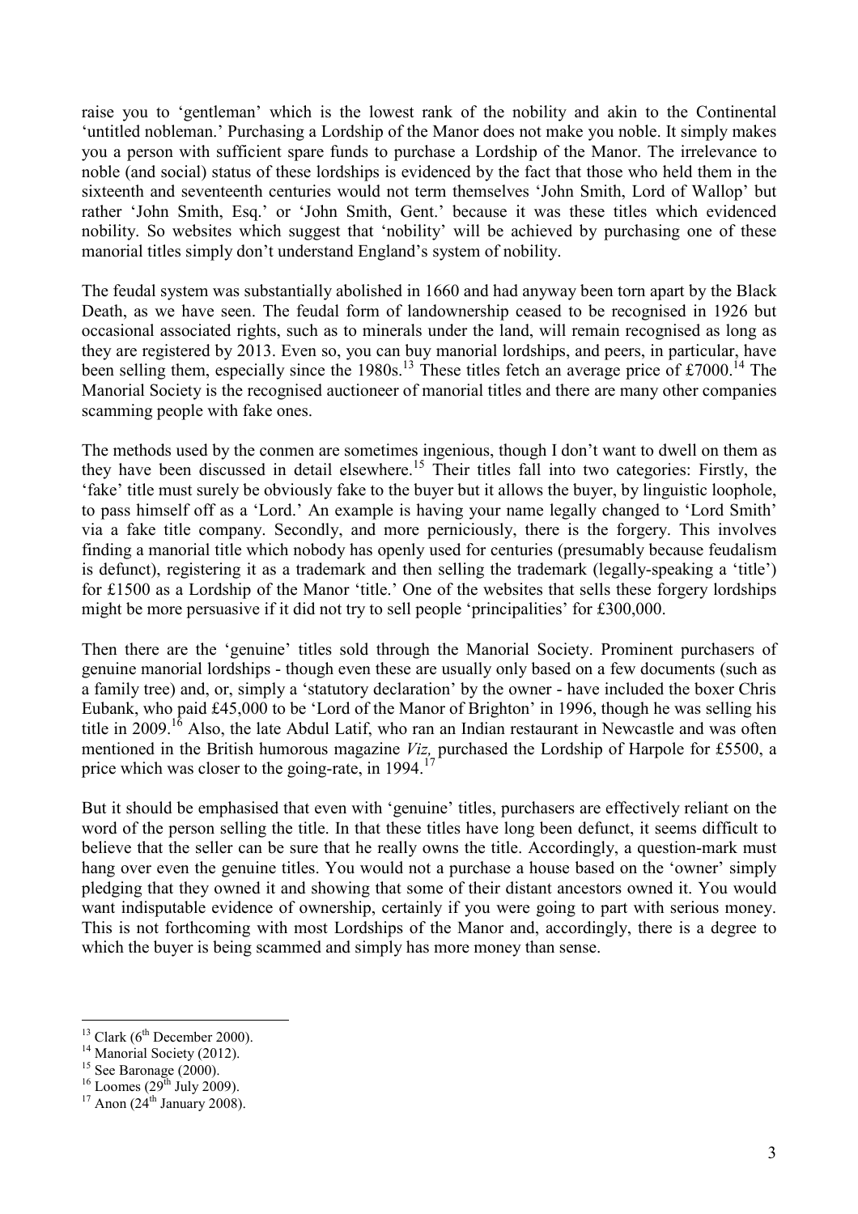raise you to 'gentleman' which is the lowest rank of the nobility and akin to the Continental 'untitled nobleman.' Purchasing a Lordship of the Manor does not make you noble. It simply makes you a person with sufficient spare funds to purchase a Lordship of the Manor. The irrelevance to noble (and social) status of these lordships is evidenced by the fact that those who held them in the sixteenth and seventeenth centuries would not term themselves 'John Smith, Lord of Wallop' but rather 'John Smith, Esq.' or 'John Smith, Gent.' because it was these titles which evidenced nobility. So websites which suggest that 'nobility' will be achieved by purchasing one of these manorial titles simply don't understand England's system of nobility.

The feudal system was substantially abolished in 1660 and had anyway been torn apart by the Black Death, as we have seen. The feudal form of landownership ceased to be recognised in 1926 but occasional associated rights, such as to minerals under the land, will remain recognised as long as they are registered by 2013. Even so, you can buy manorial lordships, and peers, in particular, have been selling them, especially since the 1980s.[13] These titles fetch an average price of £7000.[14] The Manorial Society is the recognised auctioneer of manorial titles and there are many other companies scamming people with fake ones.

The methods used by the conmen are sometimes ingenious, though I don't want to dwell on them as they have been discussed in detail elsewhere.[15] Their titles fall into two categories: Firstly, the 'fake' title must surely be obviously fake to the buyer but it allows the buyer, by linguistic loophole, to pass himself off as a 'Lord.' An example is having your name legally changed to 'Lord Smith' via a fake title company. Secondly, and more perniciously, there is the forgery. This involves finding a manorial title which nobody has openly used for centuries (presumably because feudalism is defunct), registering it as a trademark and then selling the trademark (legally-speaking a 'title') for £1500 as a Lordship of the Manor 'title.' One of the websites that sells these forgery lordships might be more persuasive if it did not try to sell people 'principalities' for £300,000.

Then there are the 'genuine' titles sold through the Manorial Society. Prominent purchasers of genuine manorial lordships - though even these are usually only based on a few documents (such as a family tree) and, or, simply a 'statutory declaration' by the owner - have included the boxer Chris Eubank, who paid £45,000 to be 'Lord of the Manor of Brighton' in 1996, though he was selling his title in 2009.[16] Also, the late Abdul Latif, who ran an Indian restaurant in Newcastle and was often mentioned in the British humorous magazine *Viz,* purchased the Lordship of Harpole for £5500, a price which was closer to the going-rate, in 1994.[17]

But it should be emphasised that even with 'genuine' titles, purchasers are effectively reliant on the word of the person selling the title. In that these titles have long been defunct, it seems difficult to believe that the seller can be sure that he really owns the title. Accordingly, a question-mark must hang over even the genuine titles. You would not a purchase a house based on the 'owner' simply pledging that they owned it and showing that some of their distant ancestors owned it. You would want indisputable evidence of ownership, certainly if you were going to part with serious money. This is not forthcoming with most Lordships of the Manor and, accordingly, there is a degree to which the buyer is being scammed and simply has more money than sense.

---

[13] Clark (6th December 2000).

[14] Manorial Society (2012).

[15] See Baronage (2000).

[16] Loomes (29th July 2009).

[17] Anon (24th January 2008).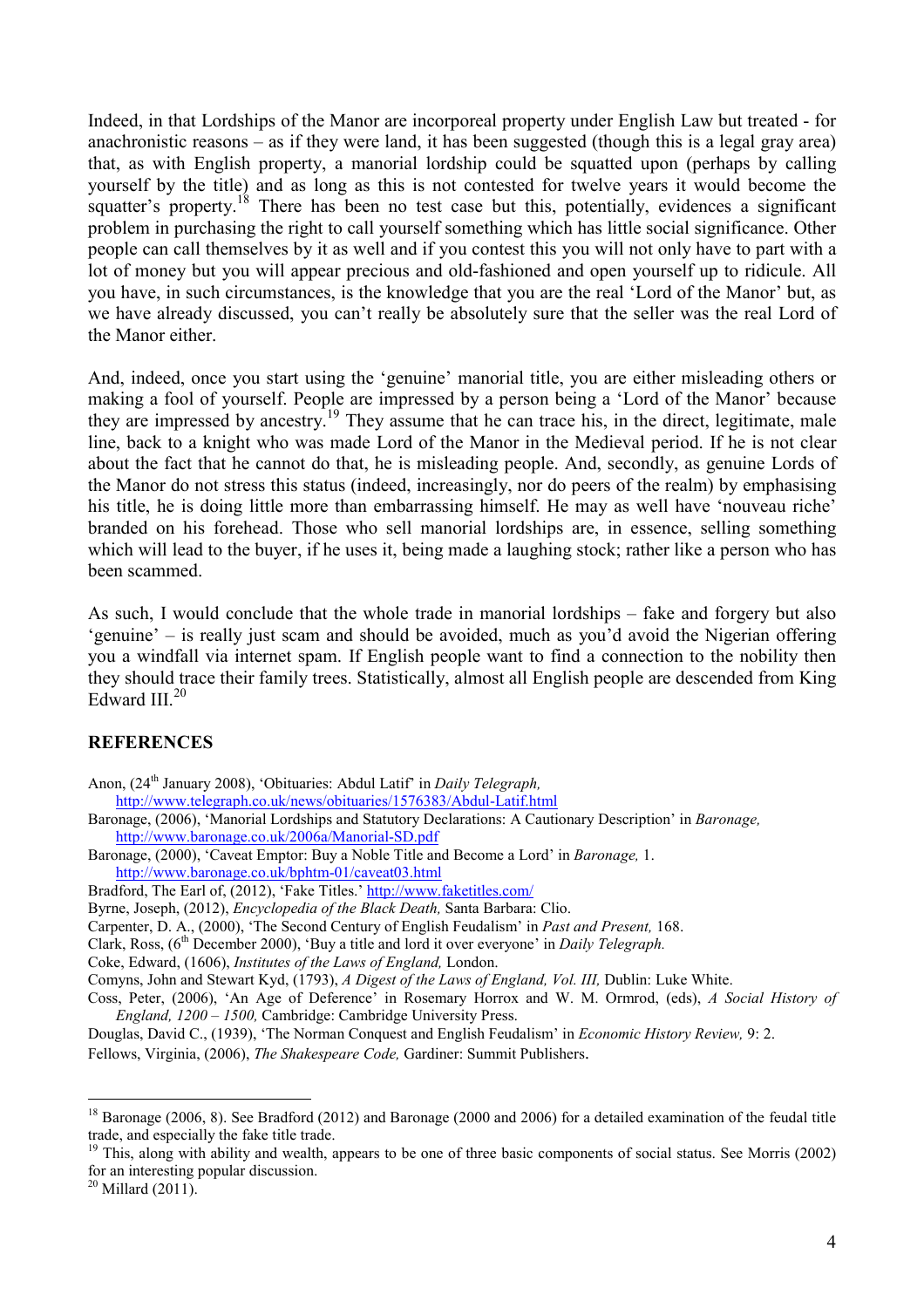Indeed, in that Lordships of the Manor are incorporeal property under English Law but treated - for anachronistic reasons – as if they were land, it has been suggested (though this is a legal gray area) that, as with English property, a manorial lordship could be squatted upon (perhaps by calling yourself by the title) and as long as this is not contested for twelve years it would become the squatter's property.[18] There has been no test case but this, potentially, evidences a significant problem in purchasing the right to call yourself something which has little social significance. Other people can call themselves by it as well and if you contest this you will not only have to part with a lot of money but you will appear precious and old-fashioned and open yourself up to ridicule. All you have, in such circumstances, is the knowledge that you are the real 'Lord of the Manor' but, as we have already discussed, you can't really be absolutely sure that the seller was the real Lord of the Manor either.

And, indeed, once you start using the 'genuine' manorial title, you are either misleading others or making a fool of yourself. People are impressed by a person being a 'Lord of the Manor' because they are impressed by ancestry.[19] They assume that he can trace his, in the direct, legitimate, male line, back to a knight who was made Lord of the Manor in the Medieval period. If he is not clear about the fact that he cannot do that, he is misleading people. And, secondly, as genuine Lords of the Manor do not stress this status (indeed, increasingly, nor do peers of the realm) by emphasising his title, he is doing little more than embarrassing himself. He may as well have 'nouveau riche' branded on his forehead. Those who sell manorial lordships are, in essence, selling something which will lead to the buyer, if he uses it, being made a laughing stock; rather like a person who has been scammed.

As such, I would conclude that the whole trade in manorial lordships – fake and forgery but also 'genuine' – is really just scam and should be avoided, much as you'd avoid the Nigerian offering you a windfall via internet spam. If English people want to find a connection to the nobility then they should trace their family trees. Statistically, almost all English people are descended from King Edward III.[20]

## REFERENCES

Anon, (24th January 2008), 'Obituaries: Abdul Latif' in *Daily Telegraph,* http://www.telegraph.co.uk/news/obituaries/1576383/Abdul-Latif.html

Baronage, (2006), 'Manorial Lordships and Statutory Declarations: A Cautionary Description' in *Baronage,* http://www.baronage.co.uk/2006a/Manorial-SD.pdf

Baronage, (2000), 'Caveat Emptor: Buy a Noble Title and Become a Lord' in *Baronage,* 1. http://www.baronage.co.uk/bphtm-01/caveat03.html

Bradford, The Earl of, (2012), 'Fake Titles.' http://www.faketitles.com/

Byrne, Joseph, (2012), *Encyclopedia of the Black Death,* Santa Barbara: Clio.

Carpenter, D. A., (2000), 'The Second Century of English Feudalism' in *Past and Present,* 168.

Clark, Ross, (6th December 2000), 'Buy a title and lord it over everyone' in *Daily Telegraph.*

Coke, Edward, (1606), *Institutes of the Laws of England,* London.

Comyns, John and Stewart Kyd, (1793), *A Digest of the Laws of England, Vol. III,* Dublin: Luke White.

Coss, Peter, (2006), 'An Age of Deference' in Rosemary Horrox and W. M. Ormrod, (eds), *A Social History of England, 1200 – 1500,* Cambridge: Cambridge University Press.

Douglas, David C., (1939), 'The Norman Conquest and English Feudalism' in *Economic History Review,* 9: 2.

Fellows, Virginia, (2006), *The Shakespeare Code,* Gardiner: Summit Publishers.

---

[18] Baronage (2006, 8). See Bradford (2012) and Baronage (2000 and 2006) for a detailed examination of the feudal title trade, and especially the fake title trade.

[19] This, along with ability and wealth, appears to be one of three basic components of social status. See Morris (2002) for an interesting popular discussion.

[20] Millard (2011).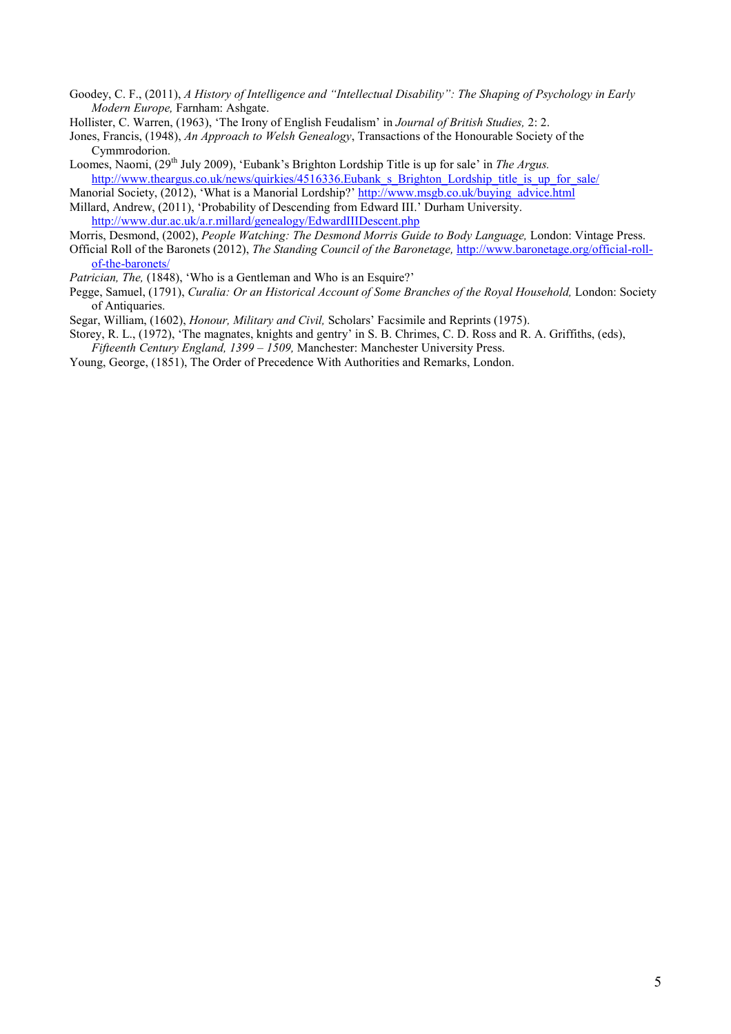Goodey, C. F., (2011), *A History of Intelligence and "Intellectual Disability": The Shaping of Psychology in Early Modern Europe,* Farnham: Ashgate.

Hollister, C. Warren, (1963), 'The Irony of English Feudalism' in *Journal of British Studies,* 2: 2.

Jones, Francis, (1948), *An Approach to Welsh Genealogy*, Transactions of the Honourable Society of the Cymmrodorion.

Loomes, Naomi, (29th July 2009), 'Eubank's Brighton Lordship Title is up for sale' in *The Argus.* http://www.theargus.co.uk/news/quirkies/4516336.Eubank_s_Brighton_Lordship_title_is_up_for_sale/

Manorial Society, (2012), 'What is a Manorial Lordship?' http://www.msgb.co.uk/buying_advice.html

Millard, Andrew, (2011), 'Probability of Descending from Edward III.' Durham University. http://www.dur.ac.uk/a.r.millard/genealogy/EdwardIIIDescent.php

Morris, Desmond, (2002), *People Watching: The Desmond Morris Guide to Body Language,* London: Vintage Press.

Official Roll of the Baronets (2012), *The Standing Council of the Baronetage,* http://www.baronetage.org/official-roll-of-the-baronets/

*Patrician, The,* (1848), 'Who is a Gentleman and Who is an Esquire?'

Pegge, Samuel, (1791), *Curalia: Or an Historical Account of Some Branches of the Royal Household,* London: Society of Antiquaries.

Segar, William, (1602), *Honour, Military and Civil,* Scholars' Facsimile and Reprints (1975).

Storey, R. L., (1972), 'The magnates, knights and gentry' in S. B. Chrimes, C. D. Ross and R. A. Griffiths, (eds), *Fifteenth Century England, 1399 – 1509,* Manchester: Manchester University Press.

Young, George, (1851), The Order of Precedence With Authorities and Remarks, London.